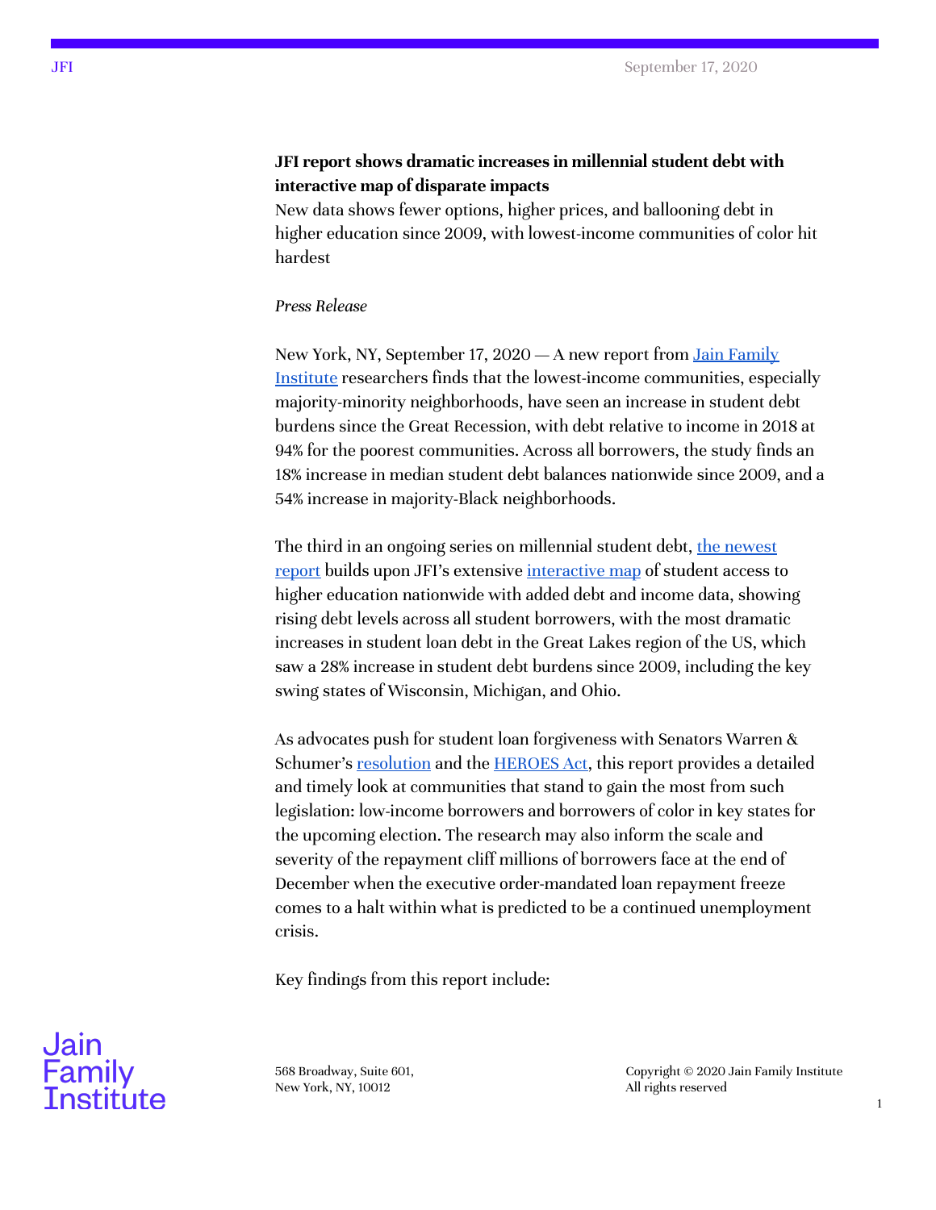**JFI report shows dramatic increases in millennial student debt with interactive map of disparate impacts**

New data shows fewer options, higher prices, and ballooning debt in higher education since 2009, with lowest-income communities of color hit hardest

*Press Release*

New York, NY, September 17, 2020 — A new report from Jain Family Institute researchers finds that the lowest-income communities, especially majority-minority neighborhoods, have seen an increase in student debt burdens since the Great Recession, with debt relative to income in 2018 at 94% for the poorest communities. Across all borrowers, the study finds an 18% increase in median student debt balances nationwide since 2009, and a 54% increase in majority-Black neighborhoods.

The third in an ongoing series on millennial student debt, the newest report builds upon JFI's extensive interactive map of student access to higher education nationwide with added debt and income data, showing rising debt levels across all student borrowers, with the most dramatic increases in student loan debt in the Great Lakes region of the US, which saw a 28% increase in student debt burdens since 2009, including the key swing states of Wisconsin, Michigan, and Ohio.

As advocates push for student loan forgiveness with Senators Warren & Schumer's resolution and the HEROES Act, this report provides a detailed and timely look at communities that stand to gain the most from such legislation: low-income borrowers and borrowers of color in key states for the upcoming election. The research may also inform the scale and severity of the repayment cliff millions of borrowers face at the end of December when the executive order-mandated loan repayment freeze comes to a halt within what is predicted to be a continued unemployment crisis.

Key findings from this report include: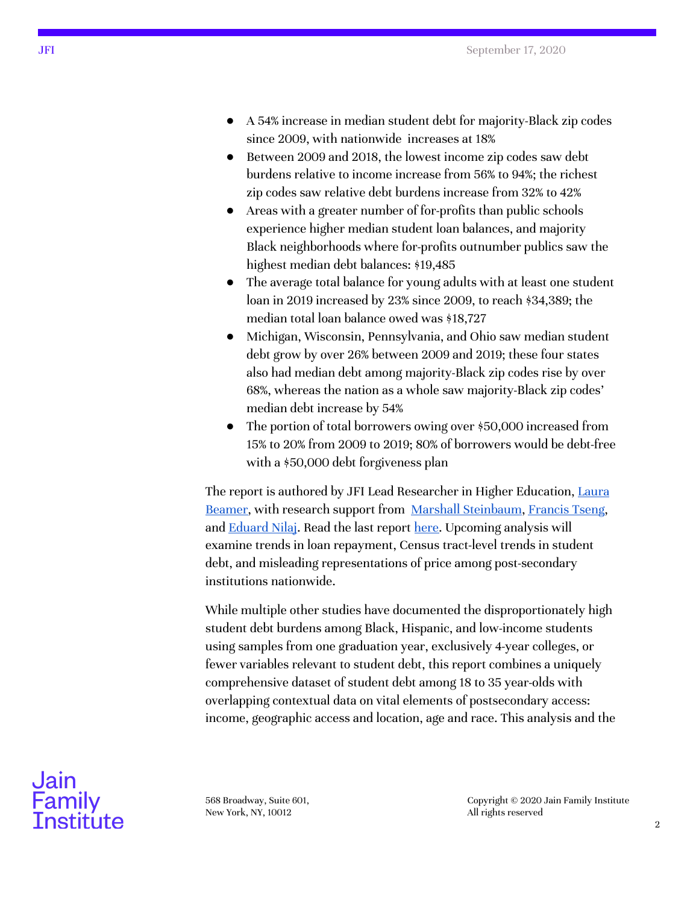- A 54% increase in median student debt for majority-Black zip codes since 2009, with nationwide increases at 18%
- Between 2009 and 2018, the lowest income zip codes saw debt burdens relative to income increase from 56% to 94%; the richest zip codes saw relative debt burdens increase from 32% to 42%
- Areas with a greater number of for-profits than public schools experience higher median student loan balances, and majority Black neighborhoods where for-profits outnumber publics saw the highest median debt balances: $19,485
- The average total balance for young adults with at least one student loan in 2019 increased by 23% since 2009, to reach $34,389; the median total loan balance owed was $18,727
- Michigan, Wisconsin, Pennsylvania, and Ohio saw median student debt grow by over 26% between 2009 and 2019; these four states also had median debt among majority-Black zip codes rise by over 68%, whereas the nation as a whole saw majority-Black zip codes' median debt increase by 54%
- The portion of total borrowers owing over $50,000 increased from 15% to 20% from 2009 to 2019; 80% of borrowers would be debt-free with a $50,000 debt forgiveness plan

The report is authored by JFI Lead Researcher in Higher Education, Laura Beamer, with research support from Marshall Steinbaum, Francis Tseng, and Eduard Nilaj. Read the last report here. Upcoming analysis will examine trends in loan repayment, Census tract-level trends in student debt, and misleading representations of price among post-secondary institutions nationwide.

While multiple other studies have documented the disproportionately high student debt burdens among Black, Hispanic, and low-income students using samples from one graduation year, exclusively 4-year colleges, or fewer variables relevant to student debt, this report combines a uniquely comprehensive dataset of student debt among 18 to 35 year-olds with overlapping contextual data on vital elements of postsecondary access: income, geographic access and location, age and race. This analysis and the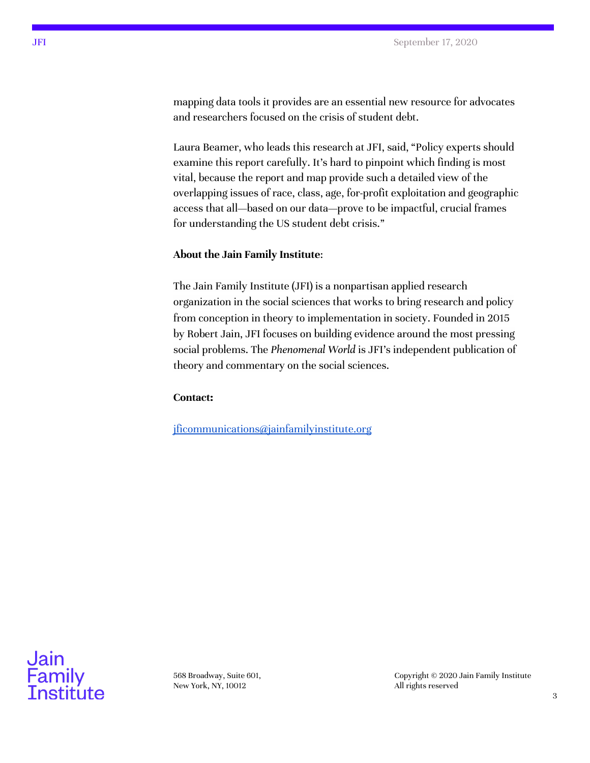mapping data tools it provides are an essential new resource for advocates and researchers focused on the crisis of student debt.

Laura Beamer, who leads this research at JFI, said, "Policy experts should examine this report carefully. It's hard to pinpoint which finding is most vital, because the report and map provide such a detailed view of the overlapping issues of race, class, age, for-profit exploitation and geographic access that all—based on our data—prove to be impactful, crucial frames for understanding the US student debt crisis."

**About the Jain Family Institute:**

The Jain Family Institute (JFI) is a nonpartisan applied research organization in the social sciences that works to bring research and policy from conception in theory to implementation in society. Founded in 2015 by Robert Jain, JFI focuses on building evidence around the most pressing social problems. The *Phenomenal World* is JFI's independent publication of theory and commentary on the social sciences.

**Contact:**

jficommunications@jainfamilyinstitute.org